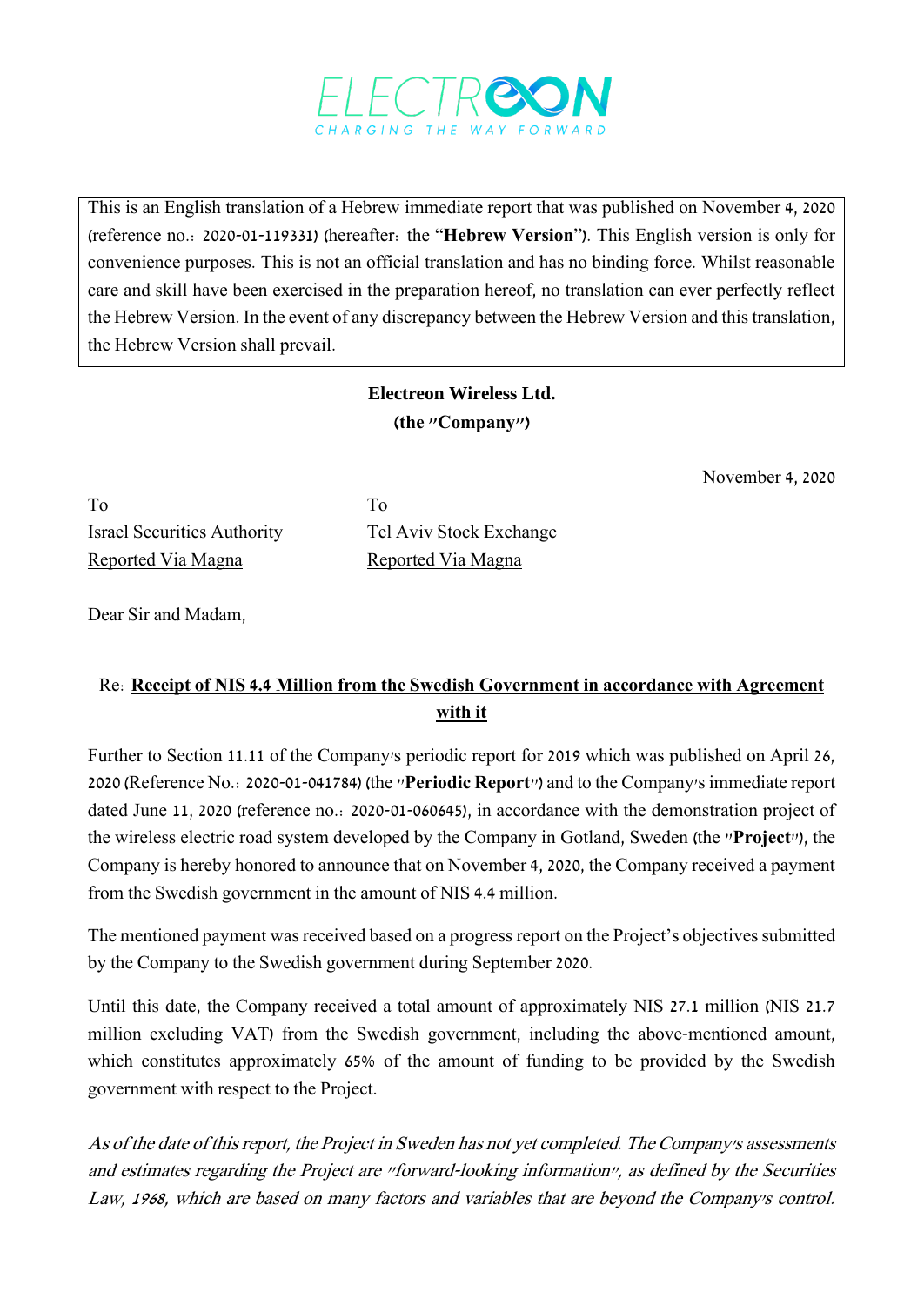ELECTREON
CHARGING THE WAY FORWARD

This is an English translation of a Hebrew immediate report that was published on November 4, 2020 (reference no.: 2020-01-119331) (hereafter: the "**Hebrew Version**"). This English version is only for convenience purposes. This is not an official translation and has no binding force. Whilst reasonable care and skill have been exercised in the preparation hereof, no translation can ever perfectly reflect the Hebrew Version. In the event of any discrepancy between the Hebrew Version and this translation, the Hebrew Version shall prevail.

**Electreon Wireless Ltd.**
**(the "Company")**

November 4, 2020

To
Israel Securities Authority
Reported Via Magna

To
Tel Aviv Stock Exchange
Reported Via Magna

Dear Sir and Madam,

Re: **Receipt of NIS 4.4 Million from the Swedish Government in accordance with Agreement with it**

Further to Section 11.11 of the Company's periodic report for 2019 which was published on April 26, 2020 (Reference No.: 2020-01-041784) (the "**Periodic Report**") and to the Company's immediate report dated June 11, 2020 (reference no.: 2020-01-060645), in accordance with the demonstration project of the wireless electric road system developed by the Company in Gotland, Sweden (the "**Project**"), the Company is hereby honored to announce that on November 4, 2020, the Company received a payment from the Swedish government in the amount of NIS 4.4 million.

The mentioned payment was received based on a progress report on the Project's objectives submitted by the Company to the Swedish government during September 2020.

Until this date, the Company received a total amount of approximately NIS 27.1 million (NIS 21.7 million excluding VAT) from the Swedish government, including the above-mentioned amount, which constitutes approximately 65% of the amount of funding to be provided by the Swedish government with respect to the Project.

*As of the date of this report, the Project in Sweden has not yet completed. The Company's assessments and estimates regarding the Project are "forward-looking information", as defined by the Securities Law, 1968, which are based on many factors and variables that are beyond the Company's control.*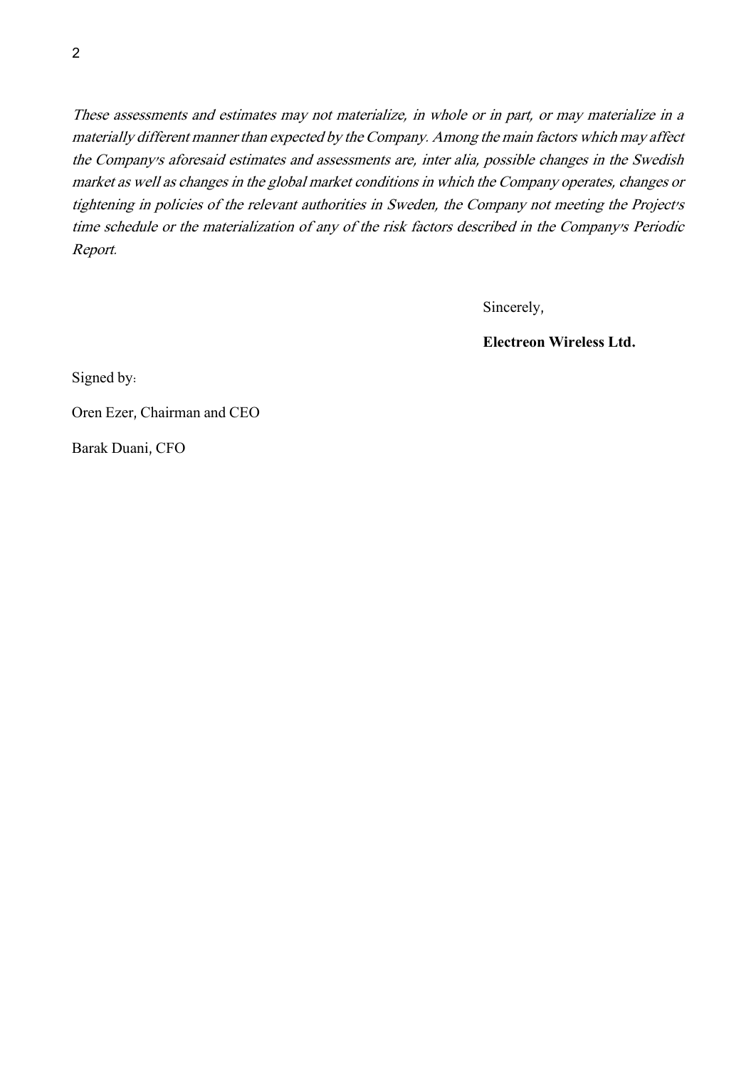*These assessments and estimates may not materialize, in whole or in part, or may materialize in a materially different manner than expected by the Company. Among the main factors which may affect the Company's aforesaid estimates and assessments are, inter alia, possible changes in the Swedish market as well as changes in the global market conditions in which the Company operates, changes or tightening in policies of the relevant authorities in Sweden, the Company not meeting the Project's time schedule or the materialization of any of the risk factors described in the Company's Periodic Report.*

Sincerely,

**Electreon Wireless Ltd.**

Signed by:

Oren Ezer, Chairman and CEO

Barak Duani, CFO